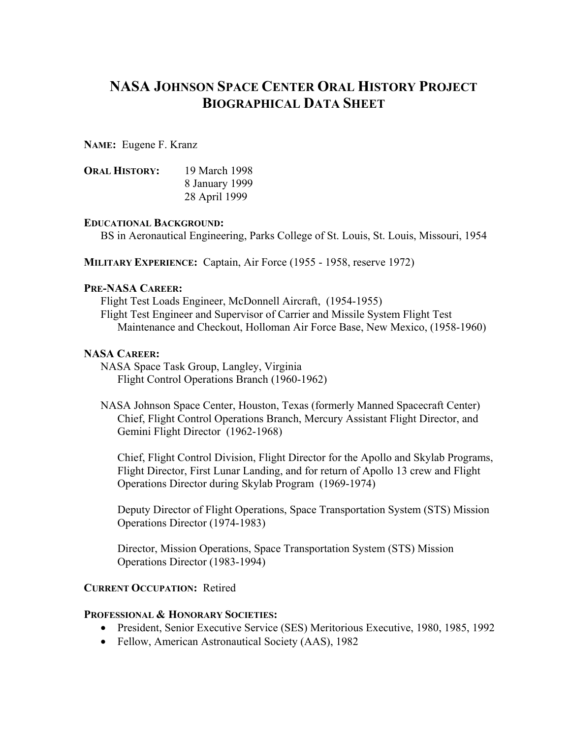# NASA Johnson Space Center Oral History Project
# Biographical Data Sheet

**Name:** Eugene F. Kranz

**Oral History:** 19 March 1998
8 January 1999
28 April 1999

**Educational Background:**
BS in Aeronautical Engineering, Parks College of St. Louis, St. Louis, Missouri, 1954

**Military Experience:** Captain, Air Force (1955 - 1958, reserve 1972)

**Pre-NASA Career:**
Flight Test Loads Engineer, McDonnell Aircraft, (1954-1955)
Flight Test Engineer and Supervisor of Carrier and Missile System Flight Test Maintenance and Checkout, Holloman Air Force Base, New Mexico, (1958-1960)

**NASA Career:**
NASA Space Task Group, Langley, Virginia
Flight Control Operations Branch (1960-1962)

NASA Johnson Space Center, Houston, Texas (formerly Manned Spacecraft Center)
Chief, Flight Control Operations Branch, Mercury Assistant Flight Director, and Gemini Flight Director (1962-1968)

Chief, Flight Control Division, Flight Director for the Apollo and Skylab Programs, Flight Director, First Lunar Landing, and for return of Apollo 13 crew and Flight Operations Director during Skylab Program (1969-1974)

Deputy Director of Flight Operations, Space Transportation System (STS) Mission Operations Director (1974-1983)

Director, Mission Operations, Space Transportation System (STS) Mission Operations Director (1983-1994)

**Current Occupation:** Retired

**Professional & Honorary Societies:**
- President, Senior Executive Service (SES) Meritorious Executive, 1980, 1985, 1992
- Fellow, American Astronautical Society (AAS), 1982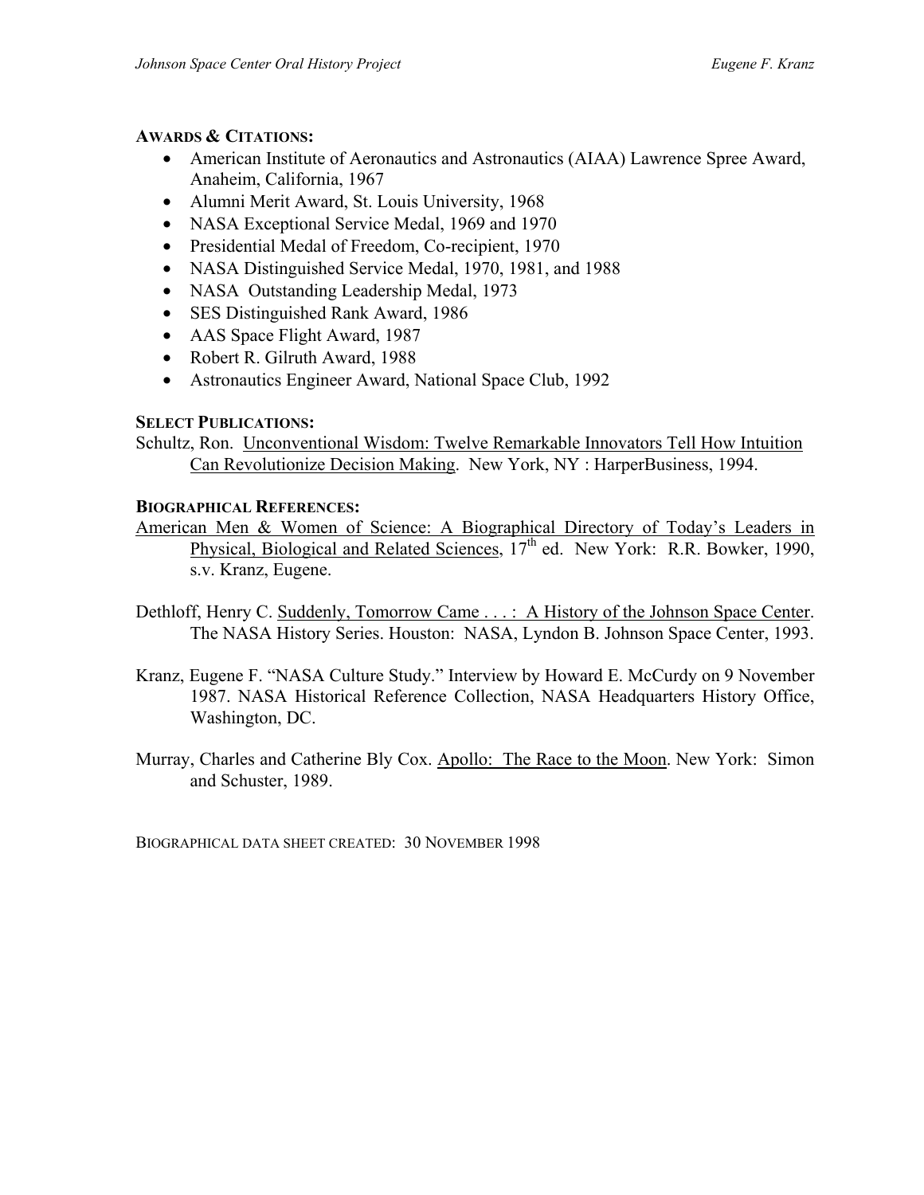**AWARDS & CITATIONS:**

- American Institute of Aeronautics and Astronautics (AIAA) Lawrence Spree Award, Anaheim, California, 1967
- Alumni Merit Award, St. Louis University, 1968
- NASA Exceptional Service Medal, 1969 and 1970
- Presidential Medal of Freedom, Co-recipient, 1970
- NASA Distinguished Service Medal, 1970, 1981, and 1988
- NASA Outstanding Leadership Medal, 1973
- SES Distinguished Rank Award, 1986
- AAS Space Flight Award, 1987
- Robert R. Gilruth Award, 1988
- Astronautics Engineer Award, National Space Club, 1992

**SELECT PUBLICATIONS:**

Schultz, Ron. Unconventional Wisdom: Twelve Remarkable Innovators Tell How Intuition Can Revolutionize Decision Making. New York, NY : HarperBusiness, 1994.

**BIOGRAPHICAL REFERENCES:**

American Men & Women of Science: A Biographical Directory of Today's Leaders in Physical, Biological and Related Sciences, 17th ed. New York: R.R. Bowker, 1990, s.v. Kranz, Eugene.

Dethloff, Henry C. Suddenly, Tomorrow Came . . . : A History of the Johnson Space Center. The NASA History Series. Houston: NASA, Lyndon B. Johnson Space Center, 1993.

Kranz, Eugene F. "NASA Culture Study." Interview by Howard E. McCurdy on 9 November 1987. NASA Historical Reference Collection, NASA Headquarters History Office, Washington, DC.

Murray, Charles and Catherine Bly Cox. Apollo: The Race to the Moon. New York: Simon and Schuster, 1989.

BIOGRAPHICAL DATA SHEET CREATED: 30 NOVEMBER 1998